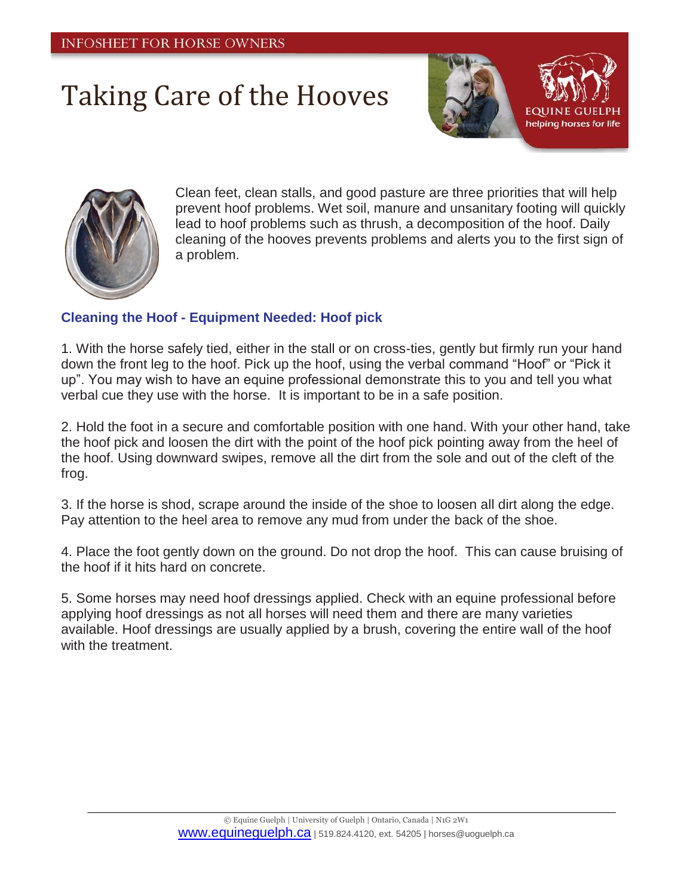INFOSHEET FOR HORSE OWNERS

# Taking Care of the Hooves

EQUINE GUELPH
helping horses for life

Clean feet, clean stalls, and good pasture are three priorities that will help prevent hoof problems. Wet soil, manure and unsanitary footing will quickly lead to hoof problems such as thrush, a decomposition of the hoof. Daily cleaning of the hooves prevents problems and alerts you to the first sign of a problem.

### Cleaning the Hoof - Equipment Needed: Hoof pick

1. With the horse safely tied, either in the stall or on cross-ties, gently but firmly run your hand down the front leg to the hoof. Pick up the hoof, using the verbal command "Hoof" or "Pick it up". You may wish to have an equine professional demonstrate this to you and tell you what verbal cue they use with the horse. It is important to be in a safe position.

2. Hold the foot in a secure and comfortable position with one hand. With your other hand, take the hoof pick and loosen the dirt with the point of the hoof pick pointing away from the heel of the hoof. Using downward swipes, remove all the dirt from the sole and out of the cleft of the frog.

3. If the horse is shod, scrape around the inside of the shoe to loosen all dirt along the edge. Pay attention to the heel area to remove any mud from under the back of the shoe.

4. Place the foot gently down on the ground. Do not drop the hoof. This can cause bruising of the hoof if it hits hard on concrete.

5. Some horses may need hoof dressings applied. Check with an equine professional before applying hoof dressings as not all horses will need them and there are many varieties available. Hoof dressings are usually applied by a brush, covering the entire wall of the hoof with the treatment.

© Equine Guelph | University of Guelph | Ontario, Canada | N1G 2W1
www.equineguelph.ca | 519.824.4120, ext. 54205 | horses@uoguelph.ca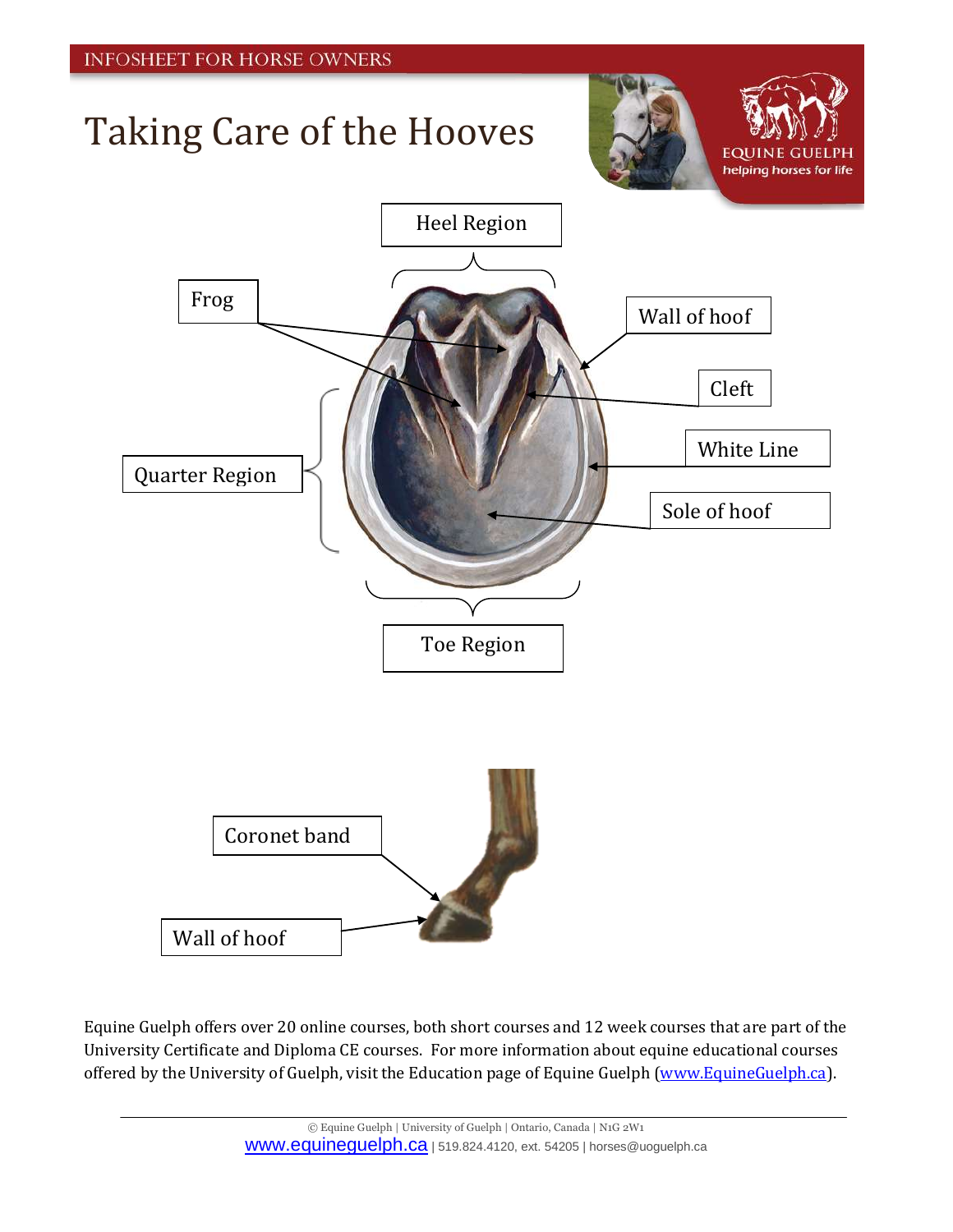# Taking Care of the Hooves

Heel Region

Frog

Wall of hoof

Cleft

White Line

Quarter Region

Sole of hoof

Toe Region

Coronet band

Wall of hoof

Equine Guelph offers over 20 online courses, both short courses and 12 week courses that are part of the University Certificate and Diploma CE courses. For more information about equine educational courses offered by the University of Guelph, visit the Education page of Equine Guelph (www.EquineGuelph.ca).